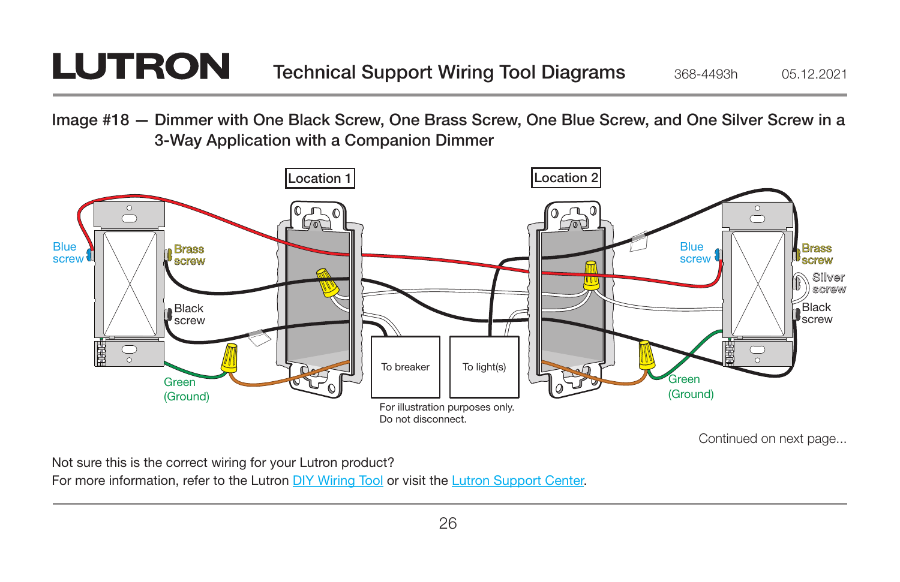# Image #18 — Dimmer with One Black Screw, One Brass Screw, One Blue Screw, and One Silver Screw in a 3-Way Application with a Companion Dimmer

Location 1

Location 2

Blue screw

Brass screw

Black screw

Green (Ground)

To breaker

To light(s)

For illustration purposes only. Do not disconnect.

Blue screw

Brass screw

Silver screw

Black screw

Green (Ground)

Continued on next page...

Not sure this is the correct wiring for your Lutron product?
For more information, refer to the Lutron DIY Wiring Tool or visit the Lutron Support Center.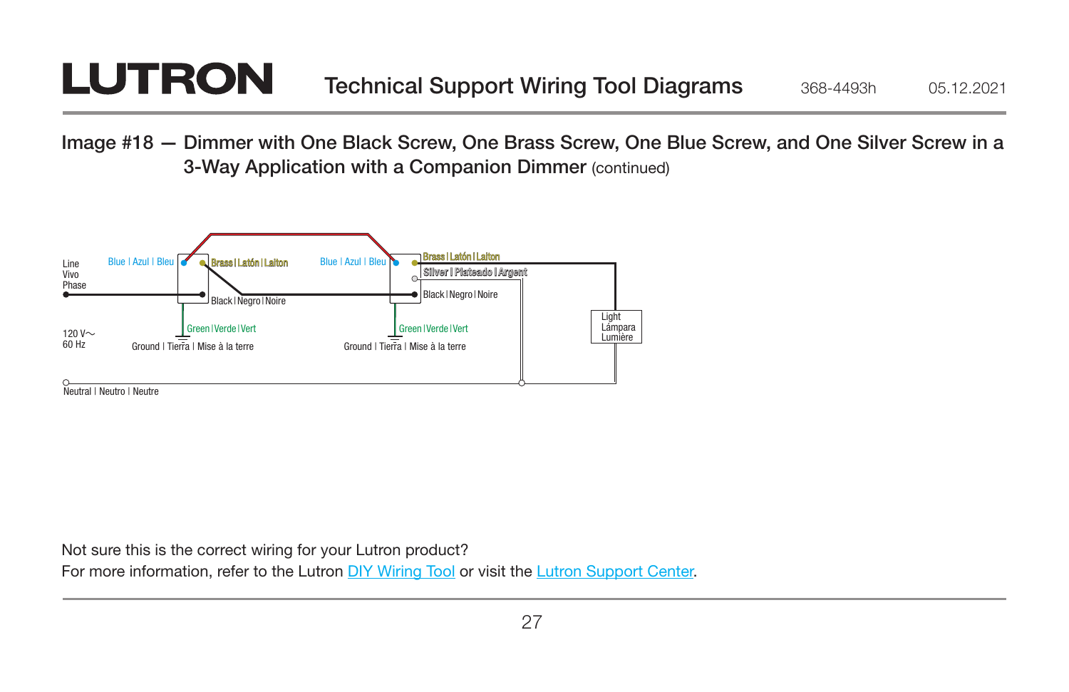# Image #18 — Dimmer with One Black Screw, One Brass Screw, One Blue Screw, and One Silver Screw in a 3-Way Application with a Companion Dimmer (continued)

Line
Vivo
Phase

120 V~
60 Hz

Blue | Azul | Bleu

Brass | Latón | Laiton

Black | Negro | Noire

Green | Verde | Vert

Ground | Tierra | Mise à la terre

Blue | Azul | Bleu

Brass | Latón | Laiton

Silver | Plateado | Argent

Black | Negro | Noire

Green | Verde | Vert

Ground | Tierra | Mise à la terre

Light
Lámpara
Lumière

Neutral | Neutro | Neutre

Not sure this is the correct wiring for your Lutron product?
For more information, refer to the Lutron DIY Wiring Tool or visit the Lutron Support Center.